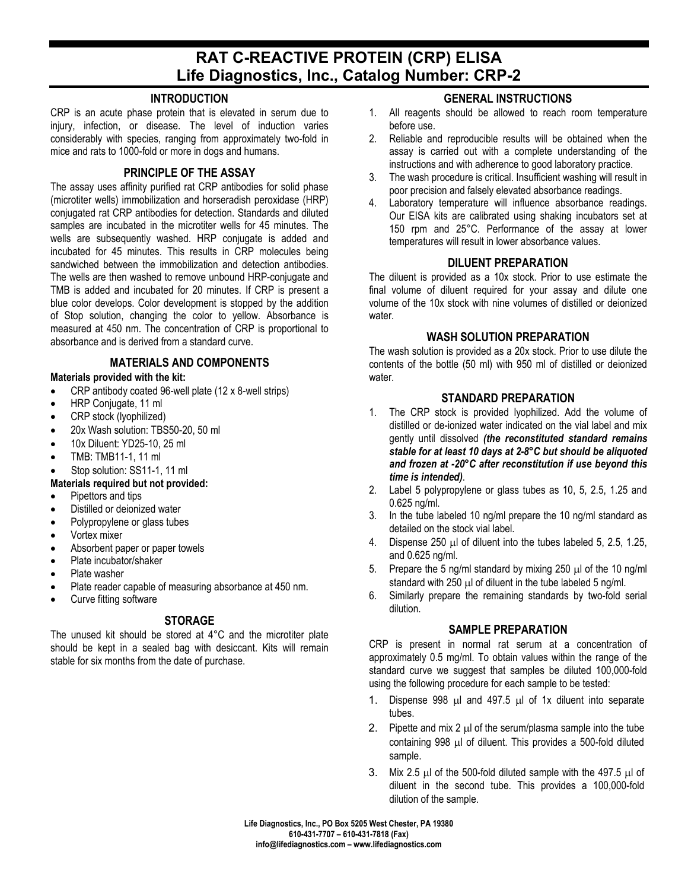# RAT C-REACTIVE PROTEIN (CRP) ELISA
## Life Diagnostics, Inc., Catalog Number: CRP-2

### INTRODUCTION

CRP is an acute phase protein that is elevated in serum due to injury, infection, or disease. The level of induction varies considerably with species, ranging from approximately two-fold in mice and rats to 1000-fold or more in dogs and humans.

### PRINCIPLE OF THE ASSAY

The assay uses affinity purified rat CRP antibodies for solid phase (microtiter wells) immobilization and horseradish peroxidase (HRP) conjugated rat CRP antibodies for detection. Standards and diluted samples are incubated in the microtiter wells for 45 minutes. The wells are subsequently washed. HRP conjugate is added and incubated for 45 minutes. This results in CRP molecules being sandwiched between the immobilization and detection antibodies. The wells are then washed to remove unbound HRP-conjugate and TMB is added and incubated for 20 minutes. If CRP is present a blue color develops. Color development is stopped by the addition of Stop solution, changing the color to yellow. Absorbance is measured at 450 nm. The concentration of CRP is proportional to absorbance and is derived from a standard curve.

### MATERIALS AND COMPONENTS

**Materials provided with the kit:**

- CRP antibody coated 96-well plate (12 x 8-well strips)
- HRP Conjugate, 11 ml
- CRP stock (lyophilized)
- 20x Wash solution: TBS50-20, 50 ml
- 10x Diluent: YD25-10, 25 ml
- TMB: TMB11-1, 11 ml
- Stop solution: SS11-1, 11 ml

**Materials required but not provided:**

- Pipettors and tips
- Distilled or deionized water
- Polypropylene or glass tubes
- Vortex mixer
- Absorbent paper or paper towels
- Plate incubator/shaker
- Plate washer
- Plate reader capable of measuring absorbance at 450 nm.
- Curve fitting software

### STORAGE

The unused kit should be stored at 4°C and the microtiter plate should be kept in a sealed bag with desiccant. Kits will remain stable for six months from the date of purchase.

### GENERAL INSTRUCTIONS

1. All reagents should be allowed to reach room temperature before use.
2. Reliable and reproducible results will be obtained when the assay is carried out with a complete understanding of the instructions and with adherence to good laboratory practice.
3. The wash procedure is critical. Insufficient washing will result in poor precision and falsely elevated absorbance readings.
4. Laboratory temperature will influence absorbance readings. Our EISA kits are calibrated using shaking incubators set at 150 rpm and 25°C. Performance of the assay at lower temperatures will result in lower absorbance values.

### DILUENT PREPARATION

The diluent is provided as a 10x stock. Prior to use estimate the final volume of diluent required for your assay and dilute one volume of the 10x stock with nine volumes of distilled or deionized water.

### WASH SOLUTION PREPARATION

The wash solution is provided as a 20x stock. Prior to use dilute the contents of the bottle (50 ml) with 950 ml of distilled or deionized water.

### STANDARD PREPARATION

1. The CRP stock is provided lyophilized. Add the volume of distilled or de-ionized water indicated on the vial label and mix gently until dissolved ***(the reconstituted standard remains stable for at least 10 days at 2-8°C but should be aliquoted and frozen at -20°C after reconstitution if use beyond this time is intended)***.
2. Label 5 polypropylene or glass tubes as 10, 5, 2.5, 1.25 and 0.625 ng/ml.
3. In the tube labeled 10 ng/ml prepare the 10 ng/ml standard as detailed on the stock vial label.
4. Dispense 250 μl of diluent into the tubes labeled 5, 2.5, 1.25, and 0.625 ng/ml.
5. Prepare the 5 ng/ml standard by mixing 250 μl of the 10 ng/ml standard with 250 μl of diluent in the tube labeled 5 ng/ml.
6. Similarly prepare the remaining standards by two-fold serial dilution.

### SAMPLE PREPARATION

CRP is present in normal rat serum at a concentration of approximately 0.5 mg/ml. To obtain values within the range of the standard curve we suggest that samples be diluted 100,000-fold using the following procedure for each sample to be tested:

1. Dispense 998 μl and 497.5 μl of 1x diluent into separate tubes.
2. Pipette and mix 2 μl of the serum/plasma sample into the tube containing 998 μl of diluent. This provides a 500-fold diluted sample.
3. Mix 2.5 μl of the 500-fold diluted sample with the 497.5 μl of diluent in the second tube. This provides a 100,000-fold dilution of the sample.

Life Diagnostics, Inc., PO Box 5205 West Chester, PA 19380
610-431-7707 – 610-431-7818 (Fax)
info@lifediagnostics.com – www.lifediagnostics.com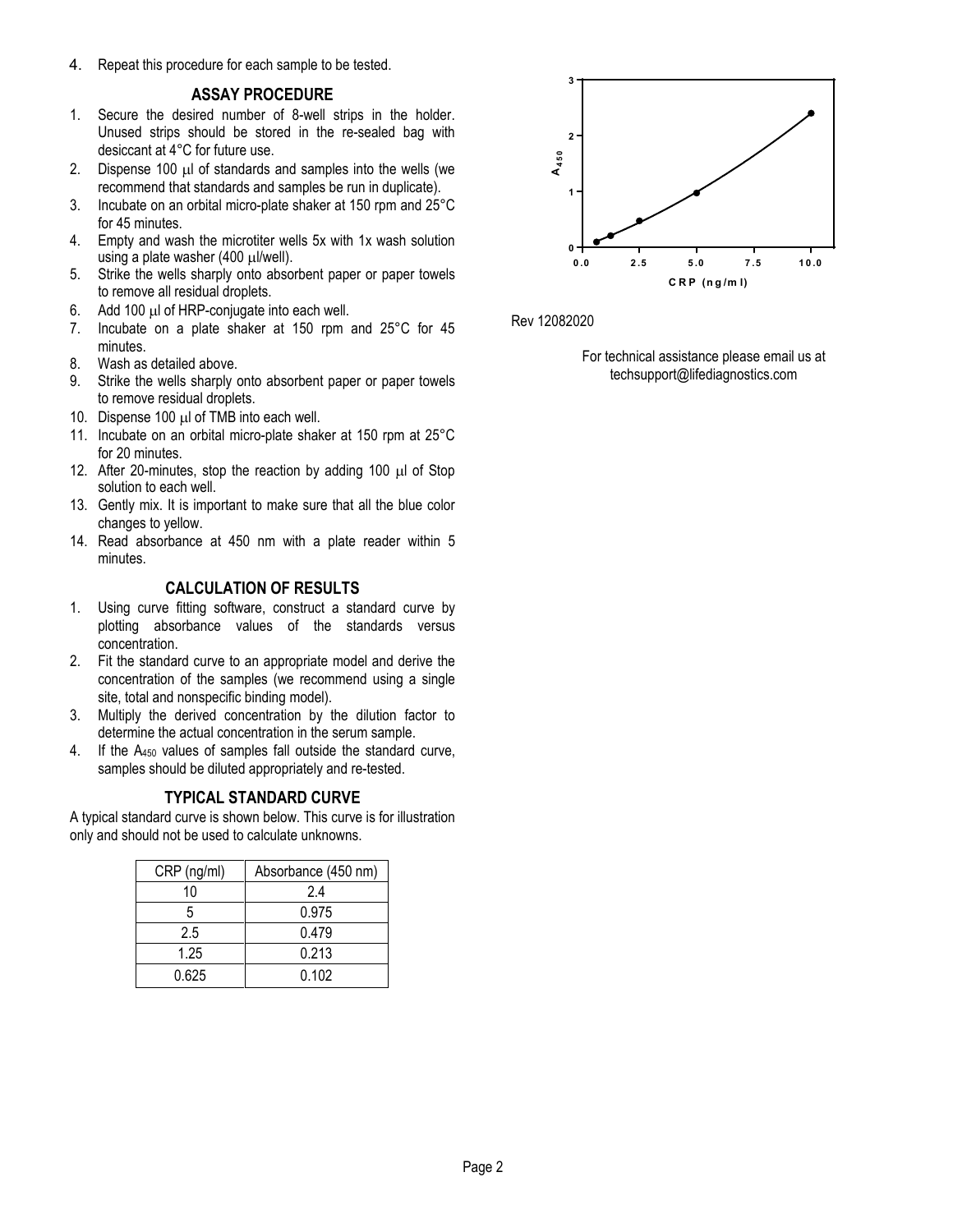4. Repeat this procedure for each sample to be tested.

## ASSAY PROCEDURE

1. Secure the desired number of 8-well strips in the holder. Unused strips should be stored in the re-sealed bag with desiccant at 4°C for future use.
2. Dispense 100 µl of standards and samples into the wells (we recommend that standards and samples be run in duplicate).
3. Incubate on an orbital micro-plate shaker at 150 rpm and 25°C for 45 minutes.
4. Empty and wash the microtiter wells 5x with 1x wash solution using a plate washer (400 µl/well).
5. Strike the wells sharply onto absorbent paper or paper towels to remove all residual droplets.
6. Add 100 µl of HRP-conjugate into each well.
7. Incubate on a plate shaker at 150 rpm and 25°C for 45 minutes.
8. Wash as detailed above.
9. Strike the wells sharply onto absorbent paper or paper towels to remove residual droplets.
10. Dispense 100 µl of TMB into each well.
11. Incubate on an orbital micro-plate shaker at 150 rpm at 25°C for 20 minutes.
12. After 20-minutes, stop the reaction by adding 100 µl of Stop solution to each well.
13. Gently mix. It is important to make sure that all the blue color changes to yellow.
14. Read absorbance at 450 nm with a plate reader within 5 minutes.

## CALCULATION OF RESULTS

1. Using curve fitting software, construct a standard curve by plotting absorbance values of the standards versus concentration.
2. Fit the standard curve to an appropriate model and derive the concentration of the samples (we recommend using a single site, total and nonspecific binding model).
3. Multiply the derived concentration by the dilution factor to determine the actual concentration in the serum sample.
4. If the $A_{450}$ values of samples fall outside the standard curve, samples should be diluted appropriately and re-tested.

## TYPICAL STANDARD CURVE

A typical standard curve is shown below. This curve is for illustration only and should not be used to calculate unknowns.

| CRP (ng/ml) | Absorbance (450 nm) |
|---|---|
| 10 | 2.4 |
| 5 | 0.975 |
| 2.5 | 0.479 |
| 1.25 | 0.213 |
| 0.625 | 0.102 |

$A_{450}$

0 1 2 3

0.0 2.5 5.0 7.5 10.0

CRP (ng/ml)

Rev 12082020

For technical assistance please email us at techsupport@lifediagnostics.com